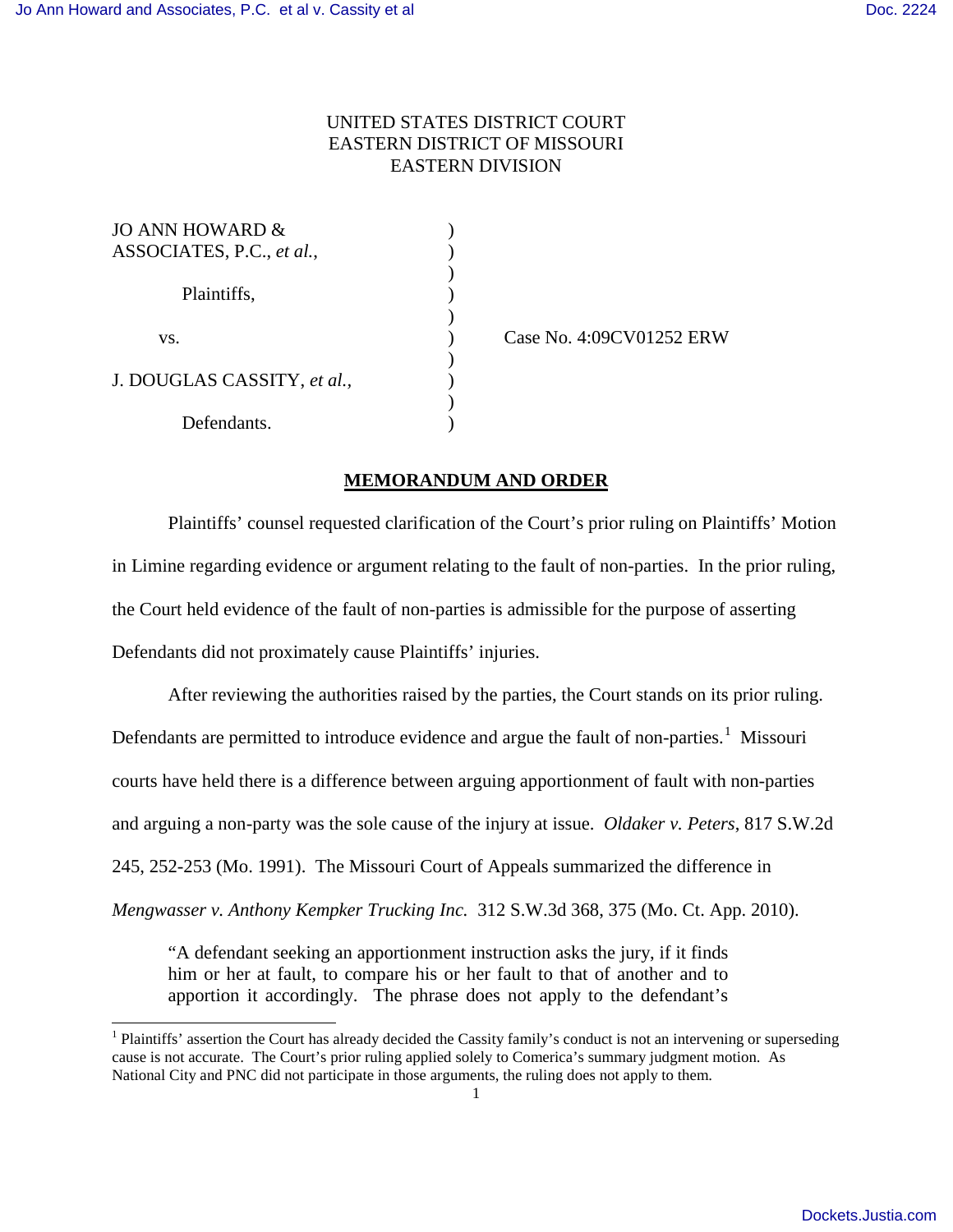UNITED STATES DISTRICT COURT
EASTERN DISTRICT OF MISSOURI
EASTERN DIVISION

| | | |
|---|---|---|
| JO ANN HOWARD & ASSOCIATES, P.C., *et al.*, | ) | |
| Plaintiffs, | ) | |
| vs. | ) | Case No. 4:09CV01252 ERW |
| J. DOUGLAS CASSITY, *et al.*, | ) | |
| Defendants. | ) | |

## MEMORANDUM AND ORDER

Plaintiffs' counsel requested clarification of the Court's prior ruling on Plaintiffs' Motion in Limine regarding evidence or argument relating to the fault of non-parties. In the prior ruling, the Court held evidence of the fault of non-parties is admissible for the purpose of asserting Defendants did not proximately cause Plaintiffs' injuries.

After reviewing the authorities raised by the parties, the Court stands on its prior ruling. Defendants are permitted to introduce evidence and argue the fault of non-parties.[1] Missouri courts have held there is a difference between arguing apportionment of fault with non-parties and arguing a non-party was the sole cause of the injury at issue. *Oldaker v. Peters*, 817 S.W.2d 245, 252-253 (Mo. 1991). The Missouri Court of Appeals summarized the difference in *Mengwasser v. Anthony Kempker Trucking Inc.* 312 S.W.3d 368, 375 (Mo. Ct. App. 2010).

> "A defendant seeking an apportionment instruction asks the jury, if it finds him or her at fault, to compare his or her fault to that of another and to apportion it accordingly. The phrase does not apply to the defendant's

[1] Plaintiffs' assertion the Court has already decided the Cassity family's conduct is not an intervening or superseding cause is not accurate. The Court's prior ruling applied solely to Comerica's summary judgment motion. As National City and PNC did not participate in those arguments, the ruling does not apply to them.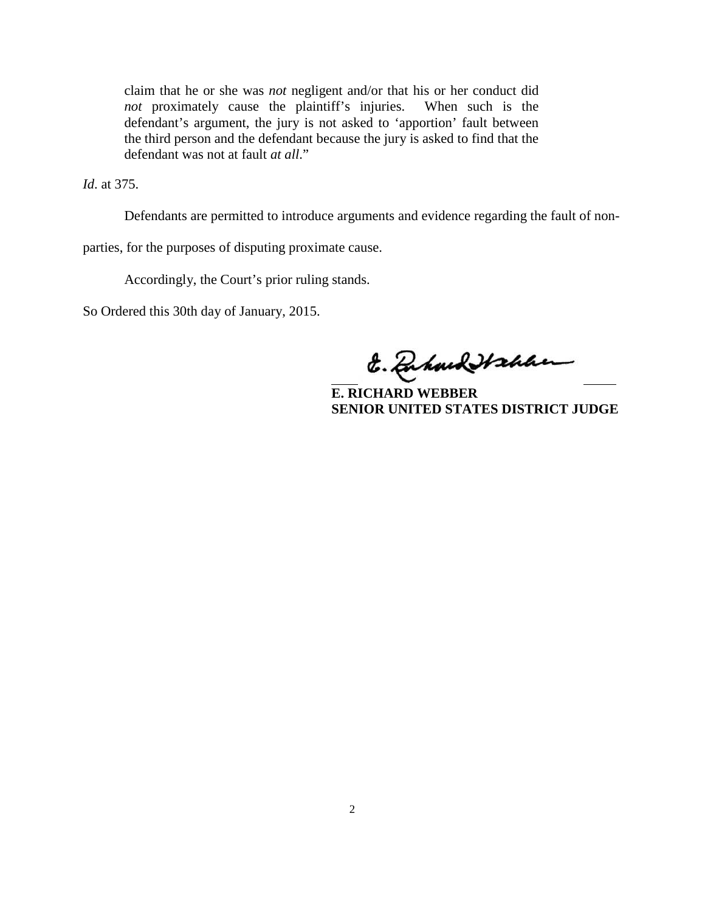> claim that he or she was *not* negligent and/or that his or her conduct did *not* proximately cause the plaintiff's injuries. When such is the defendant's argument, the jury is not asked to 'apportion' fault between the third person and the defendant because the jury is asked to find that the defendant was not at fault *at all*."

*Id*. at 375.

Defendants are permitted to introduce arguments and evidence regarding the fault of non-parties, for the purposes of disputing proximate cause.

Accordingly, the Court's prior ruling stands.

So Ordered this 30th day of January, 2015.

**E. RICHARD WEBBER**
**SENIOR UNITED STATES DISTRICT JUDGE**